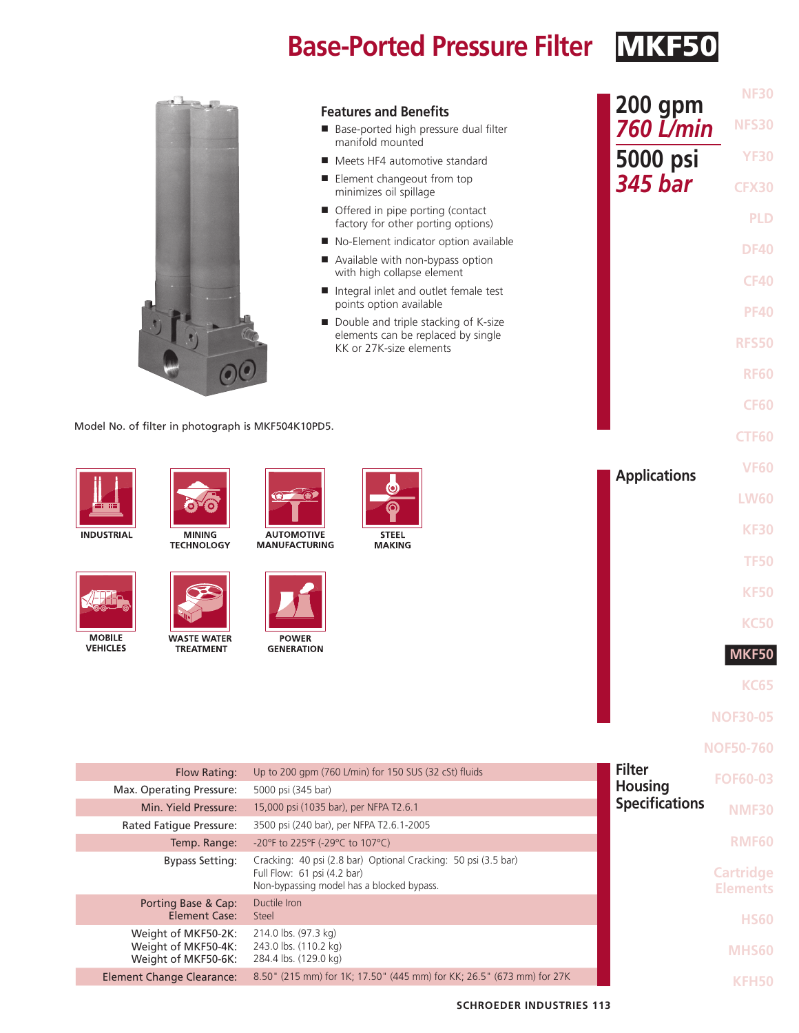# Base-Ported Pressure Filter MKF50

**200 gpm**
***760 L/min***

**5000 psi**
***345 bar***

## Features and Benefits

- Base-ported high pressure dual filter manifold mounted
- Meets HF4 automotive standard
- Element changeout from top minimizes oil spillage
- Offered in pipe porting (contact factory for other porting options)
- No-Element indicator option available
- Available with non-bypass option with high collapse element
- Integral inlet and outlet female test points option available
- Double and triple stacking of K-size elements can be replaced by single KK or 27K-size elements

Model No. of filter in photograph is MKF504K10PD5.

## Applications

INDUSTRIAL

MINING TECHNOLOGY

AUTOMOTIVE MANUFACTURING

STEEL MAKING

MOBILE VEHICLES

WASTE WATER TREATMENT

POWER GENERATION

## Filter Housing Specifications

| | |
|---|---|
| Flow Rating: | Up to 200 gpm (760 L/min) for 150 SUS (32 cSt) fluids |
| Max. Operating Pressure: | 5000 psi (345 bar) |
| Min. Yield Pressure: | 15,000 psi (1035 bar), per NFPA T2.6.1 |
| Rated Fatigue Pressure: | 3500 psi (240 bar), per NFPA T2.6.1-2005 |
| Temp. Range: | -20°F to 225°F (-29°C to 107°C) |
| Bypass Setting: | Cracking: 40 psi (2.8 bar) Optional Cracking: 50 psi (3.5 bar)<br>Full Flow: 61 psi (4.2 bar)<br>Non-bypassing model has a blocked bypass. |
| Porting Base & Cap:<br>Element Case: | Ductile Iron<br>Steel |
| Weight of MKF50-2K:<br>Weight of MKF50-4K:<br>Weight of MKF50-6K: | 214.0 lbs. (97.3 kg)<br>243.0 lbs. (110.2 kg)<br>284.4 lbs. (129.0 kg) |
| Element Change Clearance: | 8.50" (215 mm) for 1K; 17.50" (445 mm) for KK; 26.5" (673 mm) for 27K |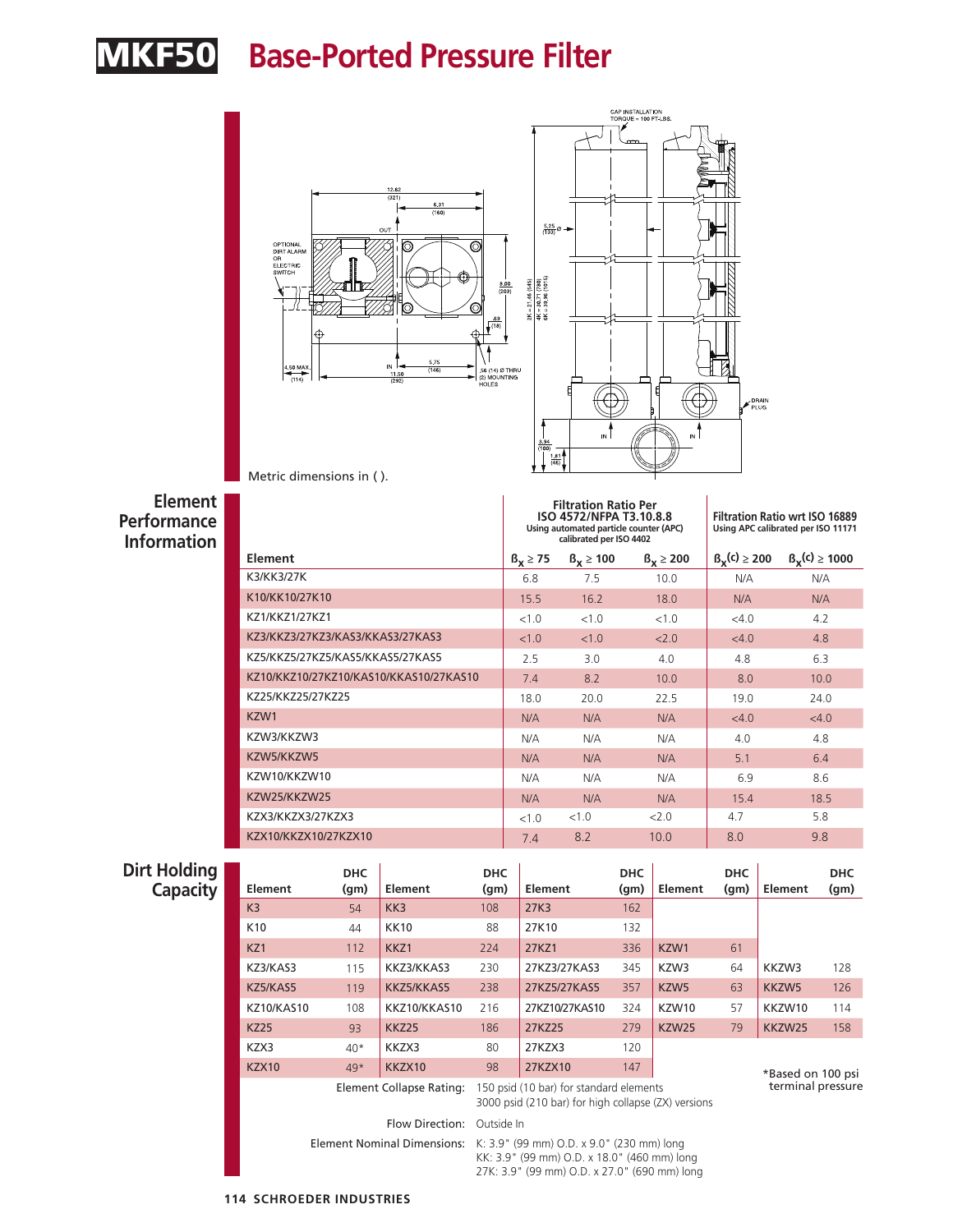# MKF50 Base-Ported Pressure Filter

Metric dimensions in ( ).

## Element Performance Information

| Element | Filtration Ratio Per ISO 4572/NFPA T3.10.8.8 Using automated particle counter (APC) calibrated per ISO 4402 | | | Filtration Ratio wrt ISO 16889 Using APC calibrated per ISO 11171 | |
|---|---|---|---|---|---|
| | $\beta_x \geq 75$ | $\beta_x \geq 100$ | $\beta_x \geq 200$ | $\beta_x(c) \geq 200$ | $\beta_x(c) \geq 1000$ |
| K3/KK3/27K | 6.8 | 7.5 | 10.0 | N/A | N/A |
| K10/KK10/27K10 | 15.5 | 16.2 | 18.0 | N/A | N/A |
| KZ1/KKZ1/27KZ1 | <1.0 | <1.0 | <1.0 | <4.0 | 4.2 |
| KZ3/KKZ3/27KZ3/KAS3/KKAS3/27KAS3 | <1.0 | <1.0 | <2.0 | <4.0 | 4.8 |
| KZ5/KKZ5/27KZ5/KAS5/KKAS5/27KAS5 | 2.5 | 3.0 | 4.0 | 4.8 | 6.3 |
| KZ10/KKZ10/27KZ10/KAS10/KKAS10/27KAS10 | 7.4 | 8.2 | 10.0 | 8.0 | 10.0 |
| KZ25/KKZ25/27KZ25 | 18.0 | 20.0 | 22.5 | 19.0 | 24.0 |
| KZW1 | N/A | N/A | N/A | <4.0 | <4.0 |
| KZW3/KKZW3 | N/A | N/A | N/A | 4.0 | 4.8 |
| KZW5/KKZW5 | N/A | N/A | N/A | 5.1 | 6.4 |
| KZW10/KKZW10 | N/A | N/A | N/A | 6.9 | 8.6 |
| KZW25/KKZW25 | N/A | N/A | N/A | 15.4 | 18.5 |
| KZX3/KKZX3/27KZX3 | <1.0 | <1.0 | <2.0 | 4.7 | 5.8 |
| KZX10/KKZX10/27KZX10 | 7.4 | 8.2 | 10.0 | 8.0 | 9.8 |

## Dirt Holding Capacity

| Element | DHC (gm) | Element | DHC (gm) | Element | DHC (gm) | Element | DHC (gm) | Element | DHC (gm) |
|---|---|---|---|---|---|---|---|---|---|
| K3 | 54 | KK3 | 108 | 27K3 | 162 | | | | |
| K10 | 44 | KK10 | 88 | 27K10 | 132 | | | | |
| KZ1 | 112 | KKZ1 | 224 | 27KZ1 | 336 | KZW1 | 61 | | |
| KZ3/KAS3 | 115 | KKZ3/KKAS3 | 230 | 27KZ3/27KAS3 | 345 | KZW3 | 64 | KKZW3 | 128 |
| KZ5/KAS5 | 119 | KKZ5/KKAS5 | 238 | 27KZ5/27KAS5 | 357 | KZW5 | 63 | KKZW5 | 126 |
| KZ10/KAS10 | 108 | KKZ10/KKAS10 | 216 | 27KZ10/27KAS10 | 324 | KZW10 | 57 | KKZW10 | 114 |
| KZ25 | 93 | KKZ25 | 186 | 27KZ25 | 279 | KZW25 | 79 | KKZW25 | 158 |
| KZX3 | 40* | KKZX3 | 80 | 27KZX3 | 120 | | | | |
| KZX10 | 49* | KKZX10 | 98 | 27KZX10 | 147 | | | | |

*Based on 100 psi terminal pressure

**Element Collapse Rating:** 150 psid (10 bar) for standard elements
3000 psid (210 bar) for high collapse (ZX) versions

**Flow Direction:** Outside In

**Element Nominal Dimensions:** K: 3.9" (99 mm) O.D. x 9.0" (230 mm) long
KK: 3.9" (99 mm) O.D. x 18.0" (460 mm) long
27K: 3.9" (99 mm) O.D. x 27.0" (690 mm) long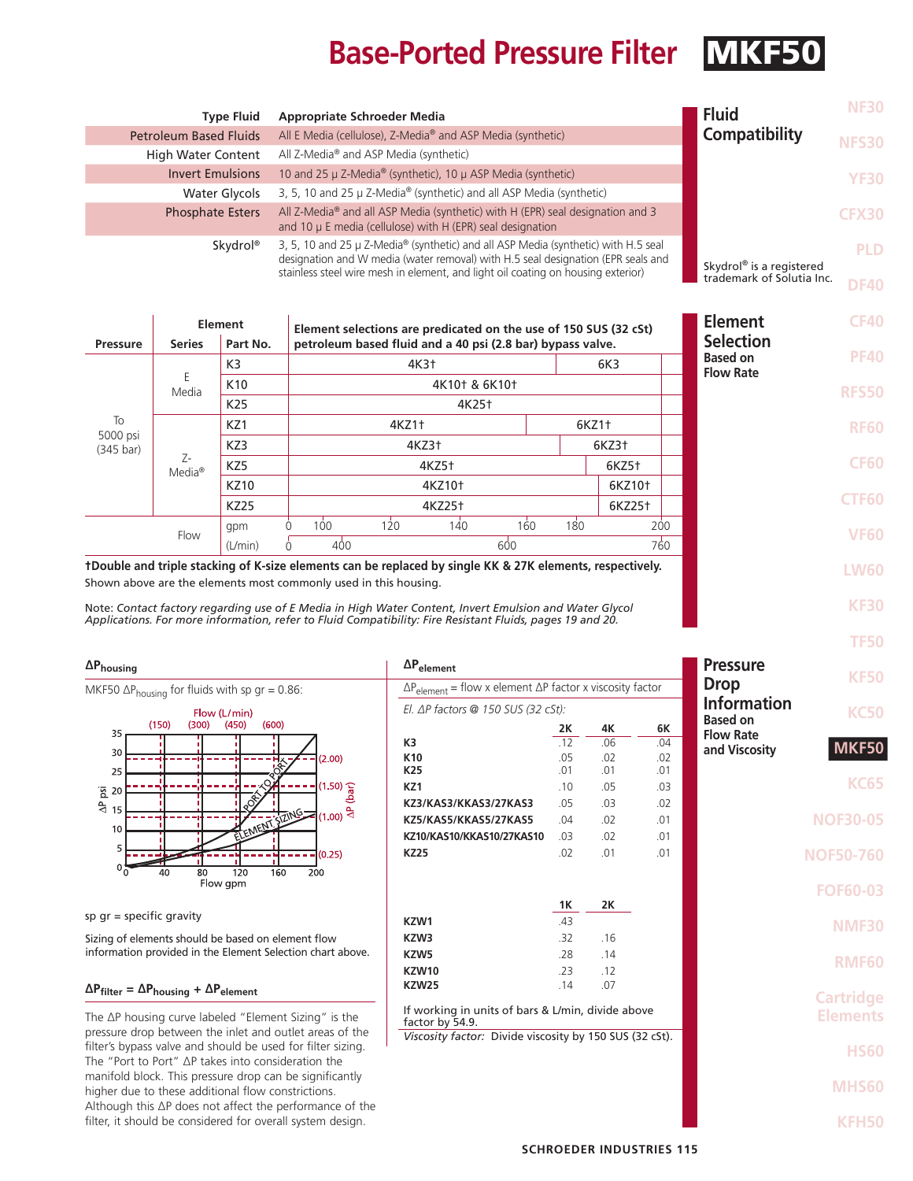# Base-Ported Pressure Filter MKF50

## Fluid Compatibility

| Type Fluid | Appropriate Schroeder Media |
|---|---|
| Petroleum Based Fluids | All E Media (cellulose), Z-Media® and ASP Media (synthetic) |
| High Water Content | All Z-Media® and ASP Media (synthetic) |
| Invert Emulsions | 10 and 25 μ Z-Media® (synthetic), 10 μ ASP Media (synthetic) |
| Water Glycols | 3, 5, 10 and 25 μ Z-Media® (synthetic) and all ASP Media (synthetic) |
| Phosphate Esters | All Z-Media® and all ASP Media (synthetic) with H (EPR) seal designation and 3 and 10 μ E media (cellulose) with H (EPR) seal designation |
| Skydrol® | 3, 5, 10 and 25 μ Z-Media® (synthetic) and all ASP Media (synthetic) with H.5 seal designation and W media (water removal) with H.5 seal designation (EPR seals and stainless steel wire mesh in element, and light oil coating on housing exterior) |

Skydrol® is a registered trademark of Solutia Inc.

## Element Selection Based on Flow Rate

Element selections are predicated on the use of 150 SUS (32 cSt) petroleum based fluid and a 40 psi (2.8 bar) bypass valve.

| Pressure | Element Series | Part No. | Element selection by flow rate |
|---|---|---|---|
| To 5000 psi (345 bar) | E Media | K3 | 4K3† (to ~180 gpm); 6K3 (to 200 gpm) |
| | | K10 | 4K10† & 6K10† |
| | | K25 | 4K25† |
| | Z-Media® | KZ1 | 4KZ1† (to ~160 gpm); 6KZ1† (to 200 gpm) |
| | | KZ3 | 4KZ3† (to ~180 gpm); 6KZ3† (to 200 gpm) |
| | | KZ5 | 4KZ5† (to ~185 gpm); 6KZ5† (to 200 gpm) |
| | | KZ10 | 4KZ10† (to ~185 gpm); 6KZ10† (to 200 gpm) |
| | | KZ25 | 4KZ25† (to ~185 gpm); 6KZ25† (to 200 gpm) |
| Flow | | gpm | 0, 100, 120, 140, 160, 180, 200 |
| | | (L/min) | 0, 400, 600, 760 |

**†Double and triple stacking of K-size elements can be replaced by single KK & 27K elements, respectively.**
Shown above are the elements most commonly used in this housing.

Note: *Contact factory regarding use of E Media in High Water Content, Invert Emulsion and Water Glycol Applications. For more information, refer to Fluid Compatibility: Fire Resistant Fluids, pages 19 and 20.*

## Pressure Drop Information Based on Flow Rate and Viscosity

### $\Delta P_{housing}$

MKF50 $\Delta P_{housing}$ for fluids with sp gr = 0.86:

(Graph: ΔP psi / ΔP (bar) vs. Flow gpm (L/min), curves "Port to Port" and "Element Sizing")

sp gr = specific gravity

Sizing of elements should be based on element flow information provided in the Element Selection chart above.

$\Delta P_{filter} = \Delta P_{housing} + \Delta P_{element}$

The ΔP housing curve labeled "Element Sizing" is the pressure drop between the inlet and outlet areas of the filter's bypass valve and should be used for filter sizing. The "Port to Port" ΔP takes into consideration the manifold block. This pressure drop can be significantly higher due to these additional flow constrictions. Although this ΔP does not affect the performance of the filter, it should be considered for overall system design.

### $\Delta P_{element}$

$\Delta P_{element}$ = flow x element ΔP factor x viscosity factor

*El. ΔP factors @ 150 SUS (32 cSt):*

| | 2K | 4K | 6K |
|---|---|---|---|
| **K3** | .12 | .06 | .04 |
| **K10** | .05 | .02 | .02 |
| **K25** | .01 | .01 | .01 |
| **KZ1** | .10 | .05 | .03 |
| **KZ3/KAS3/KKAS3/27KAS3** | .05 | .03 | .02 |
| **KZ5/KAS5/KKAS5/27KAS5** | .04 | .02 | .01 |
| **KZ10/KAS10/KKAS10/27KAS10** | .03 | .02 | .01 |
| **KZ25** | .02 | .01 | .01 |

| | 1K | 2K |
|---|---|---|
| **KZW1** | .43 | |
| **KZW3** | .32 | .16 |
| **KZW5** | .28 | .14 |
| **KZW10** | .23 | .12 |
| **KZW25** | .14 | .07 |

If working in units of bars & L/min, divide above factor by 54.9.

*Viscosity factor:* Divide viscosity by 150 SUS (32 cSt).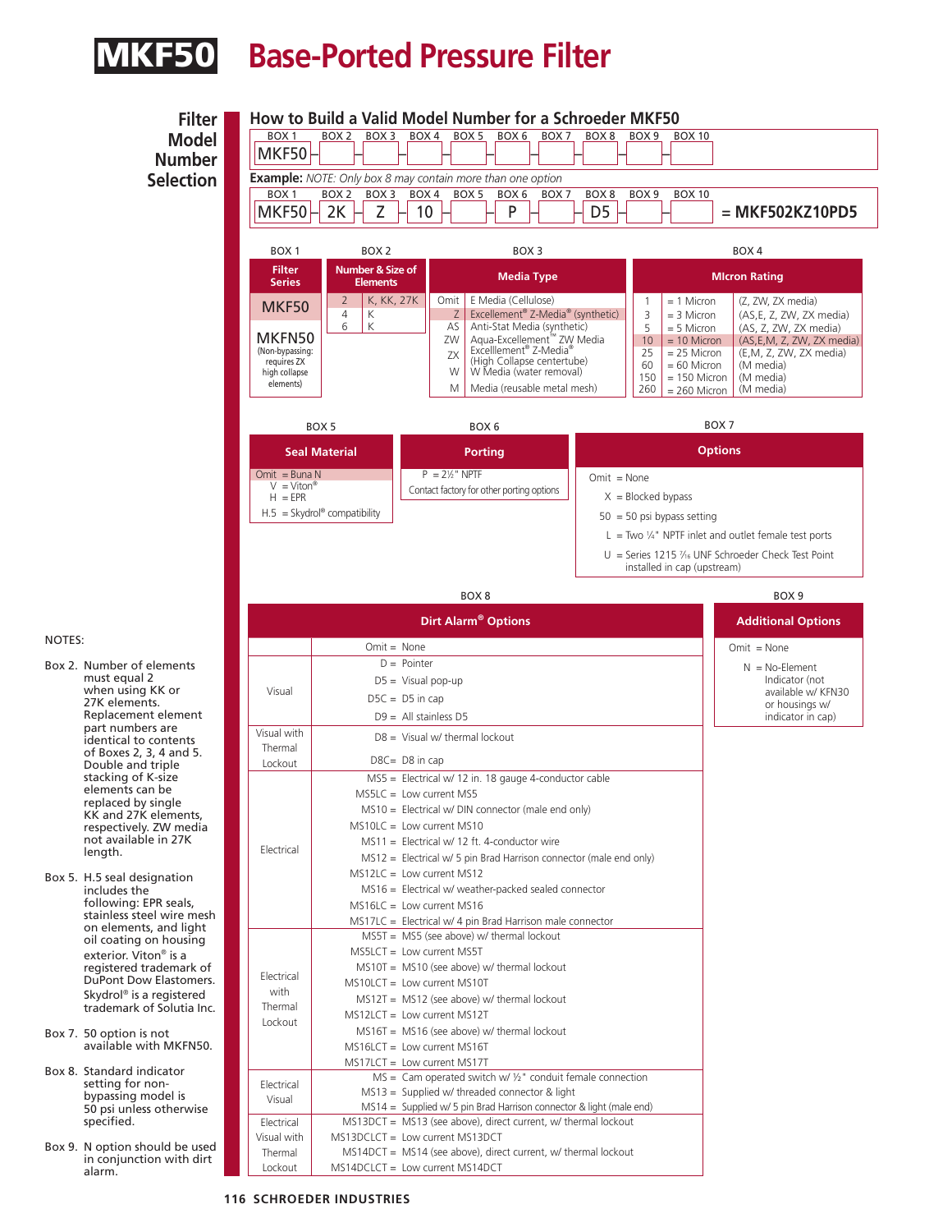# MKF50 Base-Ported Pressure Filter

## Filter Model Number Selection

### How to Build a Valid Model Number for a Schroeder MKF50

| BOX 1 | BOX 2 | BOX 3 | BOX 4 | BOX 5 | BOX 6 | BOX 7 | BOX 8 | BOX 9 | BOX 10 |
|---|---|---|---|---|---|---|---|---|---|
| MKF50 | | | | | | | | | |

**Example:** *NOTE: Only box 8 may contain more than one option*

| BOX 1 | BOX 2 | BOX 3 | BOX 4 | BOX 5 | BOX 6 | BOX 7 | BOX 8 | BOX 9 | BOX 10 | |
|---|---|---|---|---|---|---|---|---|---|---|
| MKF50 | 2K | Z | 10 | | P | | D5 | | | = MKF502KZ10PD5 |

**BOX 1 – Filter Series**

| Filter Series |
|---|
| MKF50 |
| MKFN50 (Non-bypassing: requires ZX high collapse elements) |

**BOX 2 – Number & Size of Elements**

| Number | Size |
|---|---|
| 2 | K, KK, 27K |
| 4 | K |
| 6 | K |

**BOX 3 – Media Type**

| Code | Media Type |
|---|---|
| Omit | E Media (Cellulose) |
| Z | Excellement® Z-Media® (synthetic) |
| AS | Anti-Stat Media (synthetic) |
| ZW | Aqua-Excellement™ ZW Media |
| ZX | Excelllement® Z-Media® (High Collapse centertube) |
| W | W Media (water removal) |
| M | Media (reusable metal mesh) |

**BOX 4 – Micron Rating**

| Code | Micron | Media |
|---|---|---|
| 1 | = 1 Micron | (Z, ZW, ZX media) |
| 3 | = 3 Micron | (AS,E, Z, ZW, ZX media) |
| 5 | = 5 Micron | (AS, Z, ZW, ZX media) |
| 10 | = 10 Micron | (AS,E,M, Z, ZW, ZX media) |
| 25 | = 25 Micron | (E,M, Z, ZW, ZX media) |
| 60 | = 60 Micron | (M media) |
| 150 | = 150 Micron | (M media) |
| 260 | = 260 Micron | (M media) |

**BOX 5 – Seal Material**

- Omit = Buna N
- V = Viton®
- H = EPR
- H.5 = Skydrol® compatibility

**BOX 6 – Porting**

- P = 2½" NPTF
- Contact factory for other porting options

**BOX 7 – Options**

- Omit = None
- X = Blocked bypass
- 50 = 50 psi bypass setting
- L = Two ¼" NPTF inlet and outlet female test ports
- U = Series 1215 7⁄16 UNF Schroeder Check Test Point installed in cap (upstream)

**BOX 8 – Dirt Alarm® Options**

| Type | Code |
|---|---|
| | Omit = None |
| Visual | D = Pointer |
| | D5 = Visual pop-up |
| | D5C = D5 in cap |
| | D9 = All stainless D5 |
| Visual with Thermal Lockout | D8 = Visual w/ thermal lockout |
| | D8C= D8 in cap |
| Electrical | MS5 = Electrical w/ 12 in. 18 gauge 4-conductor cable |
| | MS5LC = Low current MS5 |
| | MS10 = Electrical w/ DIN connector (male end only) |
| | MS10LC = Low current MS10 |
| | MS11 = Electrical w/ 12 ft. 4-conductor wire |
| | MS12 = Electrical w/ 5 pin Brad Harrison connector (male end only) |
| | MS12LC = Low current MS12 |
| | MS16 = Electrical w/ weather-packed sealed connector |
| | MS16LC = Low current MS16 |
| | MS17LC = Electrical w/ 4 pin Brad Harrison male connector |
| Electrical with Thermal Lockout | MS5T = MS5 (see above) w/ thermal lockout |
| | MS5LCT = Low current MS5T |
| | MS10T = MS10 (see above) w/ thermal lockout |
| | MS10LCT = Low current MS10T |
| | MS12T = MS12 (see above) w/ thermal lockout |
| | MS12LCT = Low current MS12T |
| | MS16T = MS16 (see above) w/ thermal lockout |
| | MS16LCT = Low current MS16T |
| | MS17LCT = Low current MS17T |
| Electrical Visual | MS = Cam operated switch w/ ½" conduit female connection |
| | MS13 = Supplied w/ threaded connector & light |
| | MS14 = Supplied w/ 5 pin Brad Harrison connector & light (male end) |
| Electrical Visual with Thermal Lockout | MS13DCT = MS13 (see above), direct current, w/ thermal lockout |
| | MS13DCLCT = Low current MS13DCT |
| | MS14DCT = MS14 (see above), direct current, w/ thermal lockout |
| | MS14DCLCT = Low current MS14DCT |

**BOX 9 – Additional Options**

- Omit = None
- N = No-Element Indicator (not available w/ KFN30 or housings w/ indicator in cap)

NOTES:

Box 2. Number of elements must equal 2 when using KK or 27K elements. Replacement element part numbers are identical to contents of Boxes 2, 3, 4 and 5. Double and triple stacking of K-size elements can be replaced by single KK and 27K elements, respectively. ZW media not available in 27K length.

Box 5. H.5 seal designation includes the following: EPR seals, stainless steel wire mesh on elements, and light oil coating on housing exterior. Viton® is a registered trademark of DuPont Dow Elastomers. Skydrol® is a registered trademark of Solutia Inc.

Box 7. 50 option is not available with MKFN50.

Box 8. Standard indicator setting for non-bypassing model is 50 psi unless otherwise specified.

Box 9. N option should be used in conjunction with dirt alarm.